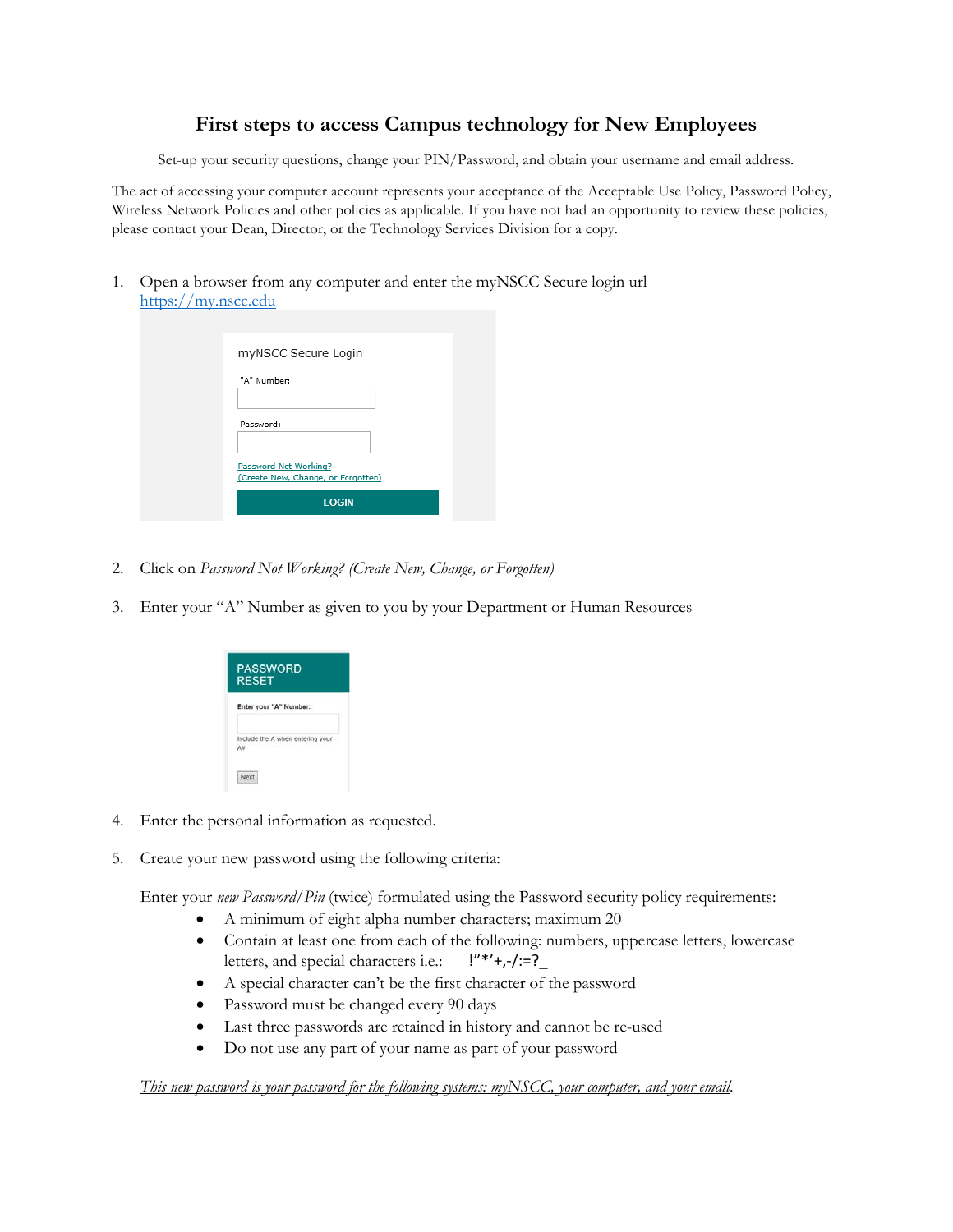# First steps to access Campus technology for New Employees

Set-up your security questions, change your PIN/Password, and obtain your username and email address.

The act of accessing your computer account represents your acceptance of the Acceptable Use Policy, Password Policy, Wireless Network Policies and other policies as applicable. If you have not had an opportunity to review these policies, please contact your Dean, Director, or the Technology Services Division for a copy.

1. Open a browser from any computer and enter the myNSCC Secure login url https://my.nscc.edu

myNSCC Secure Login

"A" Number:

Password:

Password Not Working?
(Create New, Change, or Forgotten)

LOGIN

2. Click on *Password Not Working? (Create New, Change, or Forgotten)*

3. Enter your "A" Number as given to you by your Department or Human Resources

PASSWORD RESET

Enter your "A" Number:

Include the A when entering your A#

Next

4. Enter the personal information as requested.

5. Create your new password using the following criteria:

   Enter your *new Password/Pin* (twice) formulated using the Password security policy requirements:
   - A minimum of eight alpha number characters; maximum 20
   - Contain at least one from each of the following: numbers, uppercase letters, lowercase letters, and special characters i.e.: !"*'+,-/:=?_
   - A special character can't be the first character of the password
   - Password must be changed every 90 days
   - Last three passwords are retained in history and cannot be re-used
   - Do not use any part of your name as part of your password

   *This new password is your password for the following systems: myNSCC, your computer, and your email.*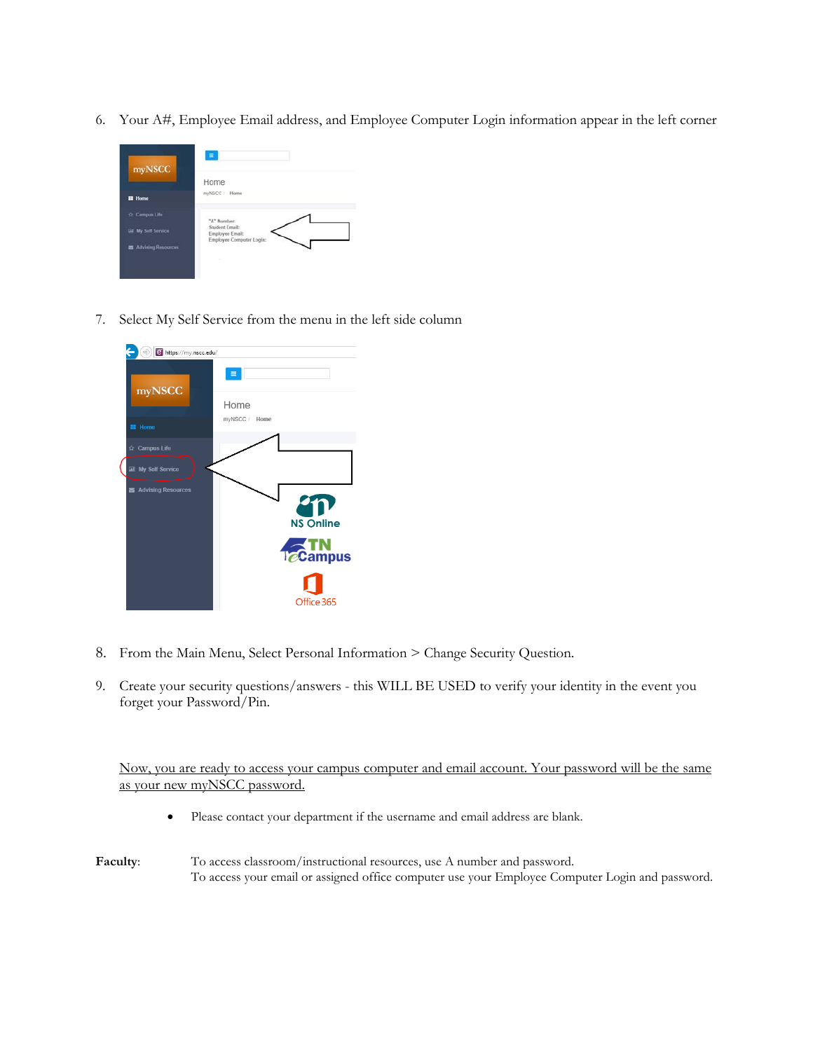6. Your A#, Employee Email address, and Employee Computer Login information appear in the left corner

7. Select My Self Service from the menu in the left side column

8. From the Main Menu, Select Personal Information > Change Security Question.

9. Create your security questions/answers - this WILL BE USED to verify your identity in the event you forget your Password/Pin.

<u>Now, you are ready to access your campus computer and email account. Your password will be the same as your new myNSCC password.</u>

- Please contact your department if the username and email address are blank.

**Faculty**: To access classroom/instructional resources, use A number and password.
To access your email or assigned office computer use your Employee Computer Login and password.